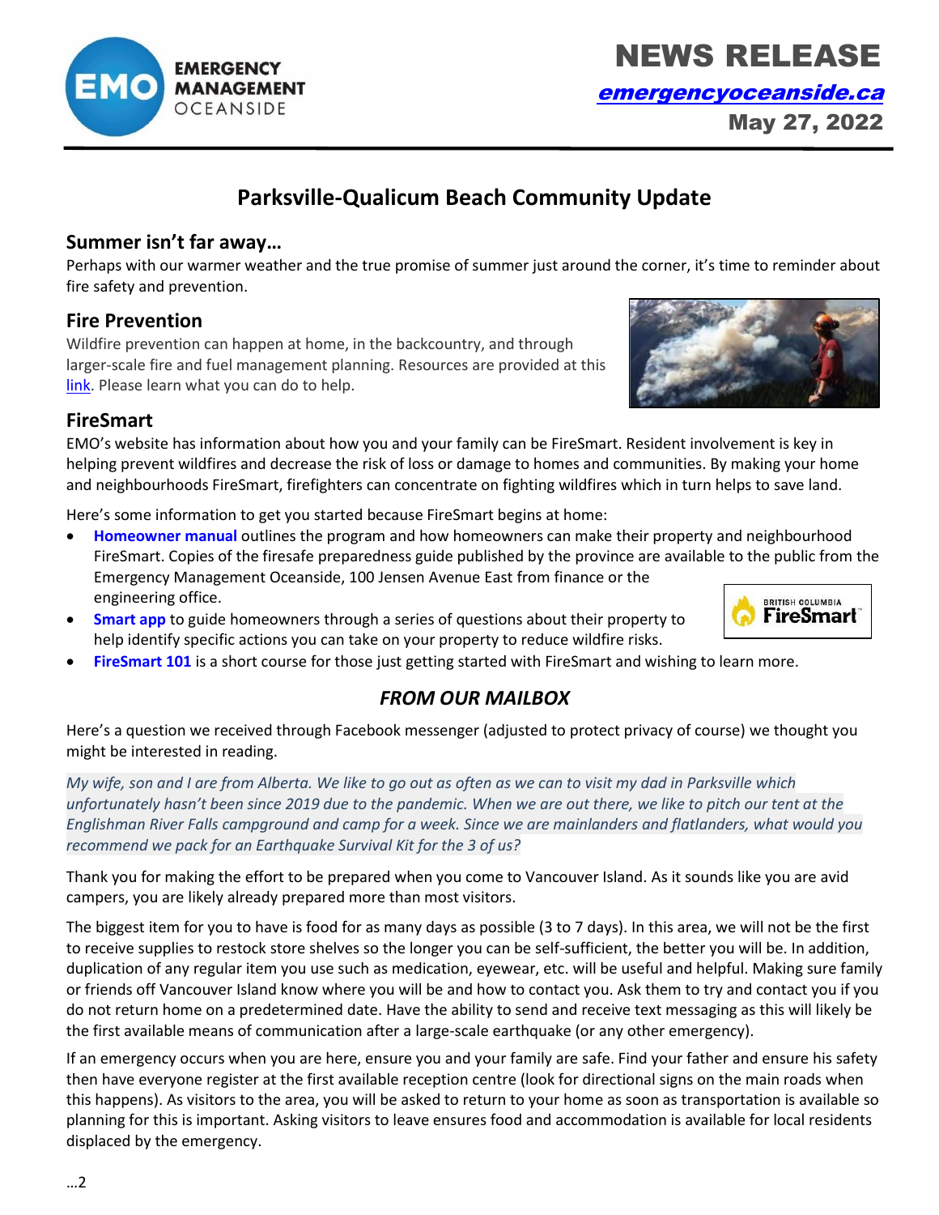# NEWS RELEASE

**emergencyoceanside.ca**

**May 27, 2022**

## Parksville-Qualicum Beach Community Update

### Summer isn't far away…

Perhaps with our warmer weather and the true promise of summer just around the corner, it's time to reminder about fire safety and prevention.

### Fire Prevention

Wildfire prevention can happen at home, in the backcountry, and through larger-scale fire and fuel management planning. Resources are provided at this link. Please learn what you can do to help.

### FireSmart

EMO's website has information about how you and your family can be FireSmart. Resident involvement is key in helping prevent wildfires and decrease the risk of loss or damage to homes and communities. By making your home and neighbourhoods FireSmart, firefighters can concentrate on fighting wildfires which in turn helps to save land.

Here's some information to get you started because FireSmart begins at home:

- **Homeowner manual** outlines the program and how homeowners can make their property and neighbourhood FireSmart. Copies of the firesafe preparedness guide published by the province are available to the public from the Emergency Management Oceanside, 100 Jensen Avenue East from finance or the engineering office.
- **Smart app** to guide homeowners through a series of questions about their property to help identify specific actions you can take on your property to reduce wildfire risks.
- **FireSmart 101** is a short course for those just getting started with FireSmart and wishing to learn more.

### *FROM OUR MAILBOX*

Here's a question we received through Facebook messenger (adjusted to protect privacy of course) we thought you might be interested in reading.

*My wife, son and I are from Alberta. We like to go out as often as we can to visit my dad in Parksville which unfortunately hasn't been since 2019 due to the pandemic. When we are out there, we like to pitch our tent at the Englishman River Falls campground and camp for a week. Since we are mainlanders and flatlanders, what would you recommend we pack for an Earthquake Survival Kit for the 3 of us?*

Thank you for making the effort to be prepared when you come to Vancouver Island. As it sounds like you are avid campers, you are likely already prepared more than most visitors.

The biggest item for you to have is food for as many days as possible (3 to 7 days). In this area, we will not be the first to receive supplies to restock store shelves so the longer you can be self-sufficient, the better you will be. In addition, duplication of any regular item you use such as medication, eyewear, etc. will be useful and helpful. Making sure family or friends off Vancouver Island know where you will be and how to contact you. Ask them to try and contact you if you do not return home on a predetermined date. Have the ability to send and receive text messaging as this will likely be the first available means of communication after a large-scale earthquake (or any other emergency).

If an emergency occurs when you are here, ensure you and your family are safe. Find your father and ensure his safety then have everyone register at the first available reception centre (look for directional signs on the main roads when this happens). As visitors to the area, you will be asked to return to your home as soon as transportation is available so planning for this is important. Asking visitors to leave ensures food and accommodation is available for local residents displaced by the emergency.

…2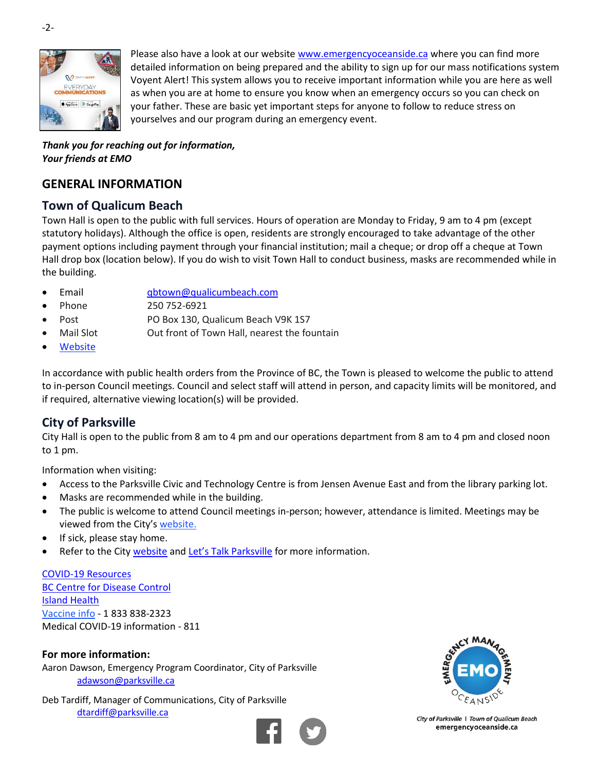Please also have a look at our website www.emergencyoceanside.ca where you can find more detailed information on being prepared and the ability to sign up for our mass notifications system Voyent Alert! This system allows you to receive important information while you are here as well as when you are at home to ensure you know when an emergency occurs so you can check on your father. These are basic yet important steps for anyone to follow to reduce stress on yourselves and our program during an emergency event.

***Thank you for reaching out for information,***
***Your friends at EMO***

## GENERAL INFORMATION

### Town of Qualicum Beach

Town Hall is open to the public with full services. Hours of operation are Monday to Friday, 9 am to 4 pm (except statutory holidays). Although the office is open, residents are strongly encouraged to take advantage of the other payment options including payment through your financial institution; mail a cheque; or drop off a cheque at Town Hall drop box (location below). If you do wish to visit Town Hall to conduct business, masks are recommended while in the building.

- Email qbtown@qualicumbeach.com
- Phone 250 752-6921
- Post PO Box 130, Qualicum Beach V9K 1S7
- Mail Slot Out front of Town Hall, nearest the fountain
- Website

In accordance with public health orders from the Province of BC, the Town is pleased to welcome the public to attend to in-person Council meetings. Council and select staff will attend in person, and capacity limits will be monitored, and if required, alternative viewing location(s) will be provided.

### City of Parksville

City Hall is open to the public from 8 am to 4 pm and our operations department from 8 am to 4 pm and closed noon to 1 pm.

Information when visiting:

- Access to the Parksville Civic and Technology Centre is from Jensen Avenue East and from the library parking lot.
- Masks are recommended while in the building.
- The public is welcome to attend Council meetings in-person; however, attendance is limited. Meetings may be viewed from the City's website.
- If sick, please stay home.
- Refer to the City website and Let's Talk Parksville for more information.

COVID-19 Resources
BC Centre for Disease Control
Island Health
Vaccine info - 1 833 838-2323
Medical COVID-19 information - 811

**For more information:**
Aaron Dawson, Emergency Program Coordinator, City of Parksville
adawson@parksville.ca

Deb Tardiff, Manager of Communications, City of Parksville
dtardiff@parksville.ca

City of Parksville | Town of Qualicum Beach
emergencyoceanside.ca